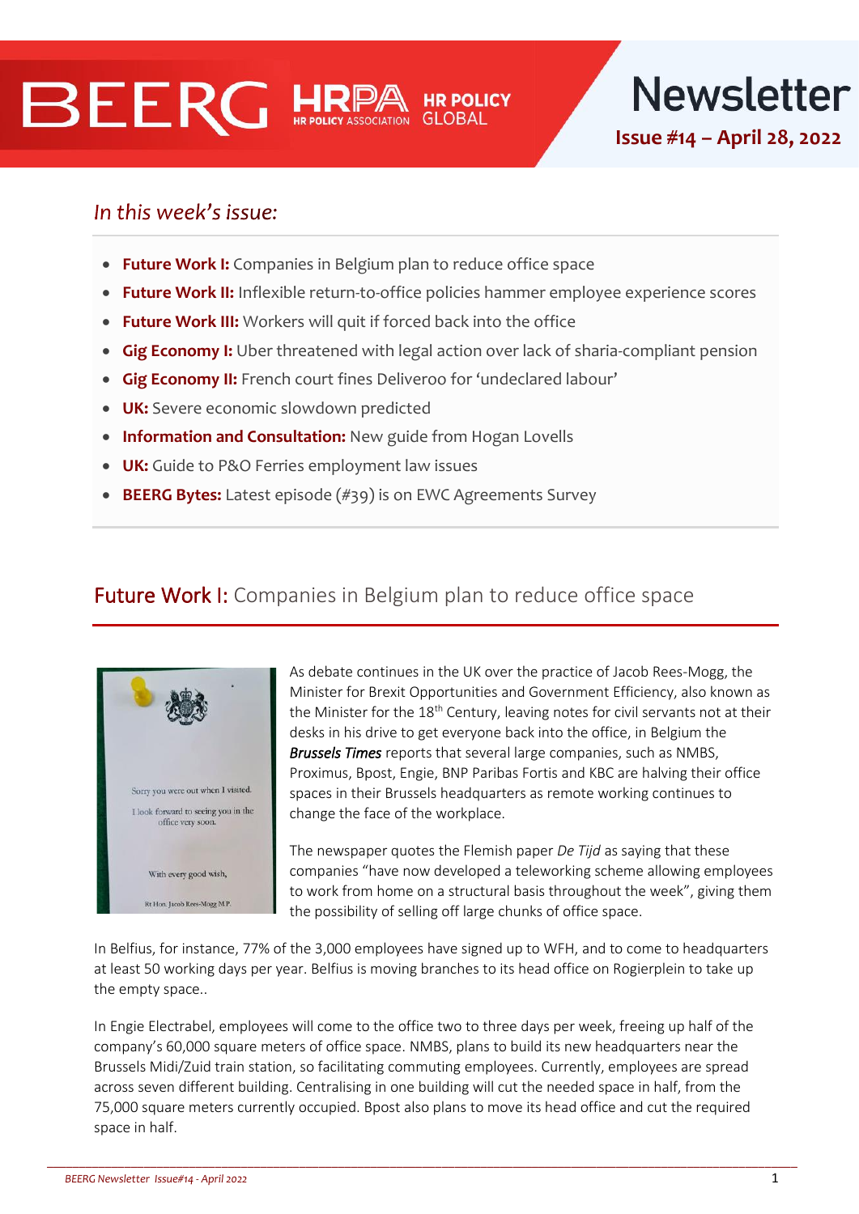BEERG HRPA HR POLICY ASSOCIATION HR POLICY GLOBAL

# Newsletter

**Issue #14 – April 28, 2022**

*In this week's issue:*

- **Future Work I:** Companies in Belgium plan to reduce office space
- **Future Work II:** Inflexible return-to-office policies hammer employee experience scores
- **Future Work III:** Workers will quit if forced back into the office
- **Gig Economy I:** Uber threatened with legal action over lack of sharia-compliant pension
- **Gig Economy II:** French court fines Deliveroo for 'undeclared labour'
- **UK:** Severe economic slowdown predicted
- **Information and Consultation:** New guide from Hogan Lovells
- **UK:** Guide to P&O Ferries employment law issues
- **BEERG Bytes:** Latest episode (#39) is on EWC Agreements Survey

## Future Work I: Companies in Belgium plan to reduce office space

Sorry you were out when I visited.

I look forward to seeing you in the office very soon.

With every good wish,

Rt Hon. Jacob Rees-Mogg M.P.

As debate continues in the UK over the practice of Jacob Rees-Mogg, the Minister for Brexit Opportunities and Government Efficiency, also known as the Minister for the 18th Century, leaving notes for civil servants not at their desks in his drive to get everyone back into the office, in Belgium the ***Brussels Times*** reports that several large companies, such as NMBS, Proximus, Bpost, Engie, BNP Paribas Fortis and KBC are halving their office spaces in their Brussels headquarters as remote working continues to change the face of the workplace.

The newspaper quotes the Flemish paper *De Tijd* as saying that these companies "have now developed a teleworking scheme allowing employees to work from home on a structural basis throughout the week", giving them the possibility of selling off large chunks of office space.

In Belfius, for instance, 77% of the 3,000 employees have signed up to WFH, and to come to headquarters at least 50 working days per year. Belfius is moving branches to its head office on Rogierplein to take up the empty space..

In Engie Electrabel, employees will come to the office two to three days per week, freeing up half of the company's 60,000 square meters of office space. NMBS, plans to build its new headquarters near the Brussels Midi/Zuid train station, so facilitating commuting employees. Currently, employees are spread across seven different building. Centralising in one building will cut the needed space in half, from the 75,000 square meters currently occupied. Bpost also plans to move its head office and cut the required space in half.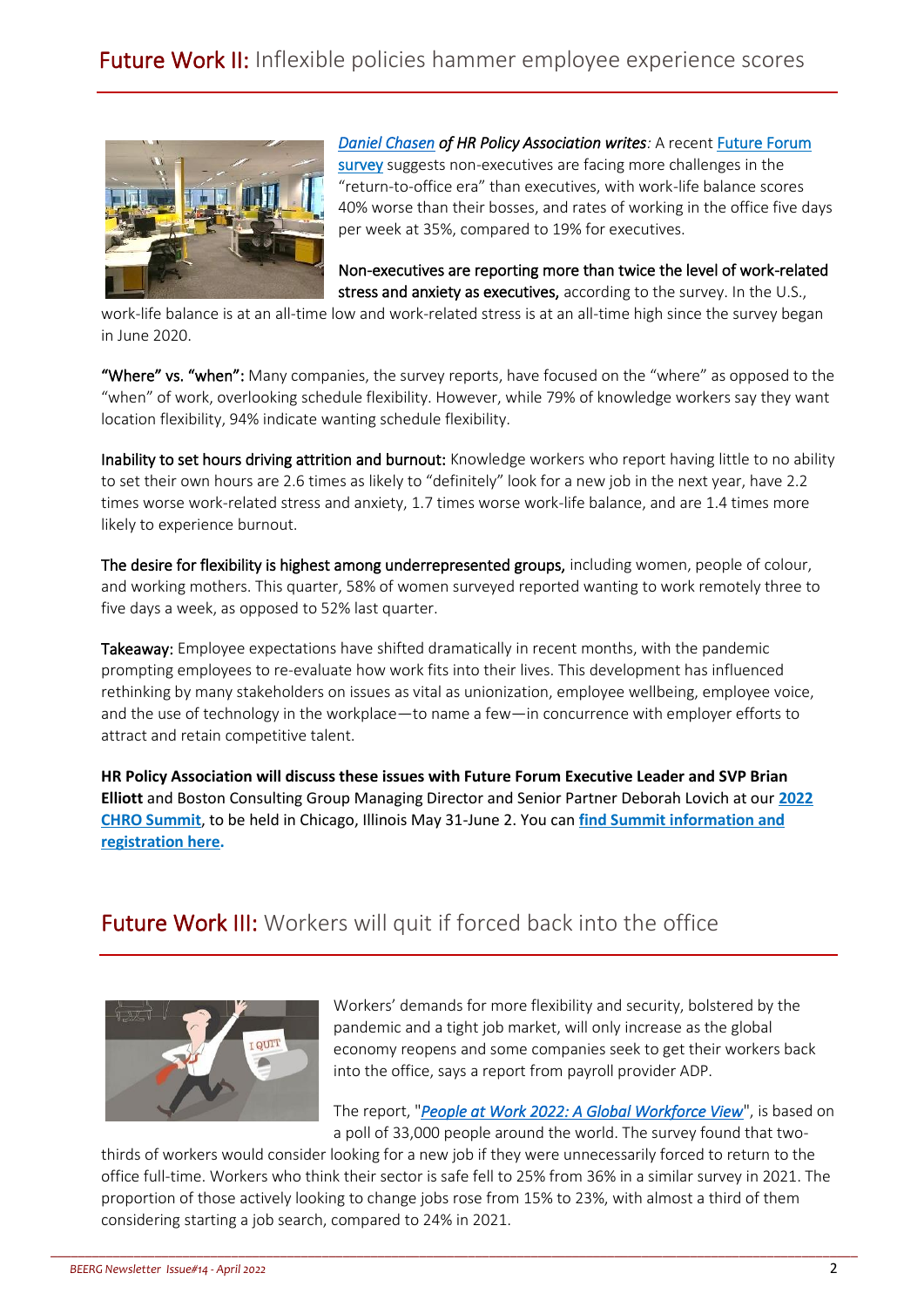## Future Work II: Inflexible policies hammer employee experience scores

***Daniel Chasen* of HR Policy Association writes**: A recent Future Forum survey suggests non-executives are facing more challenges in the "return-to-office era" than executives, with work-life balance scores 40% worse than their bosses, and rates of working in the office five days per week at 35%, compared to 19% for executives.

**Non-executives are reporting more than twice the level of work-related stress and anxiety as executives,** according to the survey. In the U.S., work-life balance is at an all-time low and work-related stress is at an all-time high since the survey began in June 2020.

**"Where" vs. "when":** Many companies, the survey reports, have focused on the "where" as opposed to the "when" of work, overlooking schedule flexibility. However, while 79% of knowledge workers say they want location flexibility, 94% indicate wanting schedule flexibility.

**Inability to set hours driving attrition and burnout:** Knowledge workers who report having little to no ability to set their own hours are 2.6 times as likely to "definitely" look for a new job in the next year, have 2.2 times worse work-related stress and anxiety, 1.7 times worse work-life balance, and are 1.4 times more likely to experience burnout.

**The desire for flexibility is highest among underrepresented groups,** including women, people of colour, and working mothers. This quarter, 58% of women surveyed reported wanting to work remotely three to five days a week, as opposed to 52% last quarter.

**Takeaway:** Employee expectations have shifted dramatically in recent months, with the pandemic prompting employees to re-evaluate how work fits into their lives. This development has influenced rethinking by many stakeholders on issues as vital as unionization, employee wellbeing, employee voice, and the use of technology in the workplace—to name a few—in concurrence with employer efforts to attract and retain competitive talent.

**HR Policy Association will discuss these issues with Future Forum Executive Leader and SVP Brian Elliott** and Boston Consulting Group Managing Director and Senior Partner Deborah Lovich at our **2022 CHRO Summit**, to be held in Chicago, Illinois May 31-June 2. You can **find Summit information and registration here.**

## Future Work III: Workers will quit if forced back into the office

Workers' demands for more flexibility and security, bolstered by the pandemic and a tight job market, will only increase as the global economy reopens and some companies seek to get their workers back into the office, says a report from payroll provider ADP.

The report, "***People at Work 2022: A Global Workforce View***", is based on a poll of 33,000 people around the world. The survey found that two-thirds of workers would consider looking for a new job if they were unnecessarily forced to return to the office full-time. Workers who think their sector is safe fell to 25% from 36% in a similar survey in 2021. The proportion of those actively looking to change jobs rose from 15% to 23%, with almost a third of them considering starting a job search, compared to 24% in 2021.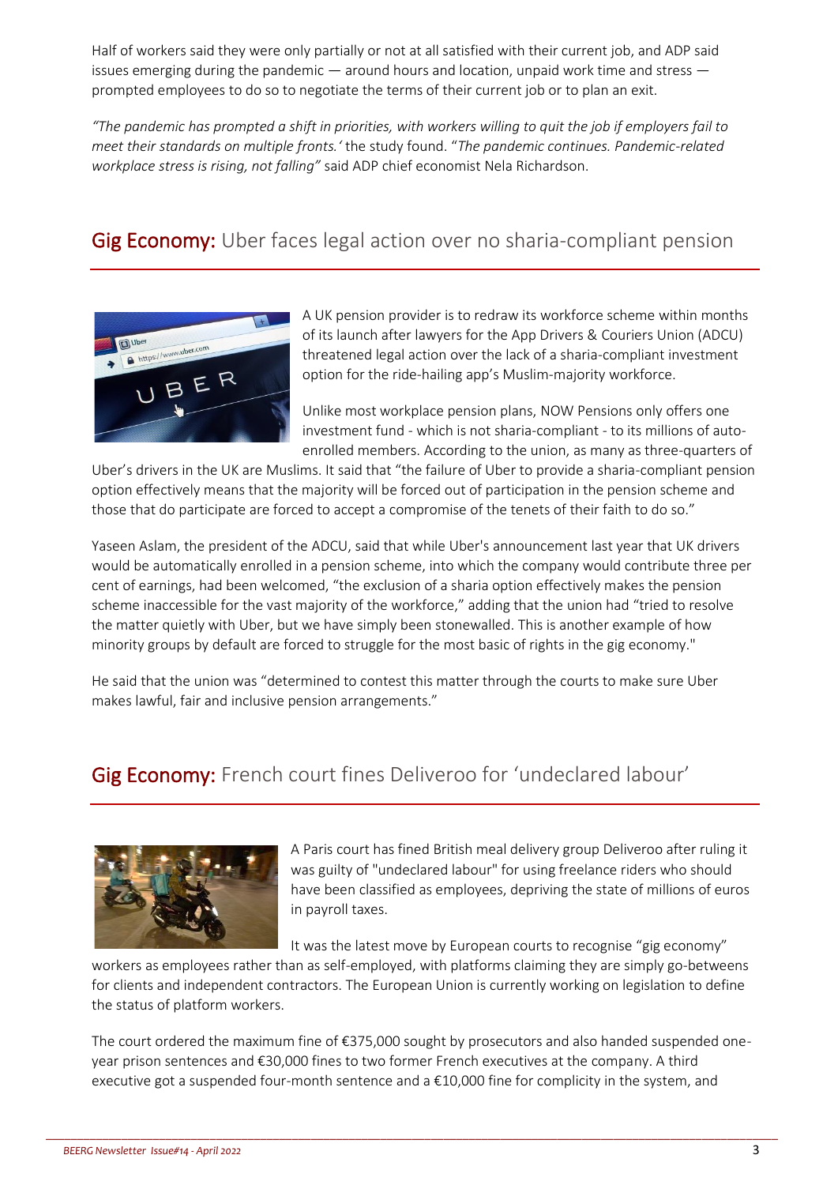Half of workers said they were only partially or not at all satisfied with their current job, and ADP said issues emerging during the pandemic — around hours and location, unpaid work time and stress — prompted employees to do so to negotiate the terms of their current job or to plan an exit.

*"The pandemic has prompted a shift in priorities, with workers willing to quit the job if employers fail to meet their standards on multiple fronts.'* the study found. "*The pandemic continues. Pandemic-related workplace stress is rising, not falling"* said ADP chief economist Nela Richardson.

## **Gig Economy:** Uber faces legal action over no sharia-compliant pension

A UK pension provider is to redraw its workforce scheme within months of its launch after lawyers for the App Drivers & Couriers Union (ADCU) threatened legal action over the lack of a sharia-compliant investment option for the ride-hailing app's Muslim-majority workforce.

Unlike most workplace pension plans, NOW Pensions only offers one investment fund - which is not sharia-compliant - to its millions of auto-enrolled members. According to the union, as many as three-quarters of Uber's drivers in the UK are Muslims. It said that "the failure of Uber to provide a sharia-compliant pension option effectively means that the majority will be forced out of participation in the pension scheme and those that do participate are forced to accept a compromise of the tenets of their faith to do so."

Yaseen Aslam, the president of the ADCU, said that while Uber's announcement last year that UK drivers would be automatically enrolled in a pension scheme, into which the company would contribute three per cent of earnings, had been welcomed, "the exclusion of a sharia option effectively makes the pension scheme inaccessible for the vast majority of the workforce," adding that the union had "tried to resolve the matter quietly with Uber, but we have simply been stonewalled. This is another example of how minority groups by default are forced to struggle for the most basic of rights in the gig economy."

He said that the union was "determined to contest this matter through the courts to make sure Uber makes lawful, fair and inclusive pension arrangements."

## **Gig Economy:** French court fines Deliveroo for 'undeclared labour'

A Paris court has fined British meal delivery group Deliveroo after ruling it was guilty of "undeclared labour" for using freelance riders who should have been classified as employees, depriving the state of millions of euros in payroll taxes.

It was the latest move by European courts to recognise "gig economy" workers as employees rather than as self-employed, with platforms claiming they are simply go-betweens for clients and independent contractors. The European Union is currently working on legislation to define the status of platform workers.

The court ordered the maximum fine of €375,000 sought by prosecutors and also handed suspended one-year prison sentences and €30,000 fines to two former French executives at the company. A third executive got a suspended four-month sentence and a €10,000 fine for complicity in the system, and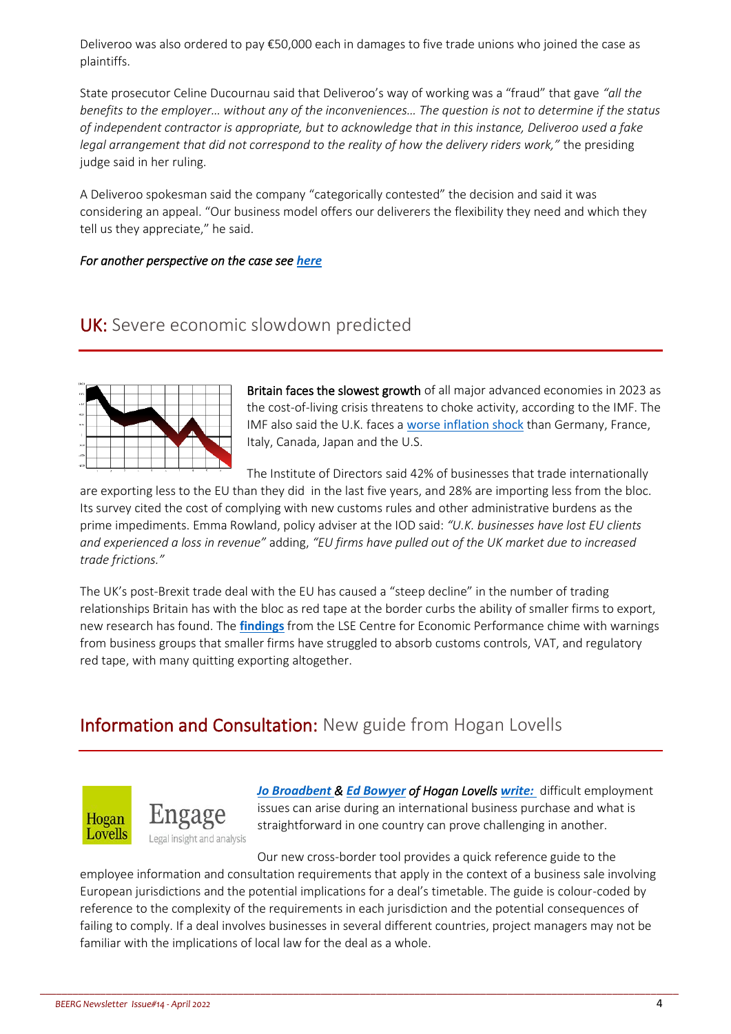Deliveroo was also ordered to pay €50,000 each in damages to five trade unions who joined the case as plaintiffs.

State prosecutor Celine Ducournau said that Deliveroo's way of working was a "fraud" that gave *"all the benefits to the employer… without any of the inconveniences… The question is not to determine if the status of independent contractor is appropriate, but to acknowledge that in this instance, Deliveroo used a fake legal arrangement that did not correspond to the reality of how the delivery riders work,"* the presiding judge said in her ruling.

A Deliveroo spokesman said the company "categorically contested" the decision and said it was considering an appeal. "Our business model offers our deliverers the flexibility they need and which they tell us they appreciate," he said.

***For another perspective on the case see [here](#)***

## UK: Severe economic slowdown predicted

Britain faces the slowest growth of all major advanced economies in 2023 as the cost-of-living crisis threatens to choke activity, according to the IMF. The IMF also said the U.K. faces a [worse inflation shock](#) than Germany, France, Italy, Canada, Japan and the U.S.

The Institute of Directors said 42% of businesses that trade internationally are exporting less to the EU than they did in the last five years, and 28% are importing less from the bloc. Its survey cited the cost of complying with new customs rules and other administrative burdens as the prime impediments. Emma Rowland, policy adviser at the IOD said: *"U.K. businesses have lost EU clients and experienced a loss in revenue"* adding, *"EU firms have pulled out of the UK market due to increased trade frictions."*

The UK's post-Brexit trade deal with the EU has caused a "steep decline" in the number of trading relationships Britain has with the bloc as red tape at the border curbs the ability of smaller firms to export, new research has found. The **[findings](#)** from the LSE Centre for Economic Performance chime with warnings from business groups that smaller firms have struggled to absorb customs controls, VAT, and regulatory red tape, with many quitting exporting altogether.

## Information and Consultation: New guide from Hogan Lovells

***[Jo Broadbent](#) & [Ed Bowyer](#)** of Hogan Lovells **[write:](#)*** difficult employment issues can arise during an international business purchase and what is straightforward in one country can prove challenging in another.

Our new cross-border tool provides a quick reference guide to the employee information and consultation requirements that apply in the context of a business sale involving European jurisdictions and the potential implications for a deal's timetable. The guide is colour-coded by reference to the complexity of the requirements in each jurisdiction and the potential consequences of failing to comply. If a deal involves businesses in several different countries, project managers may not be familiar with the implications of local law for the deal as a whole.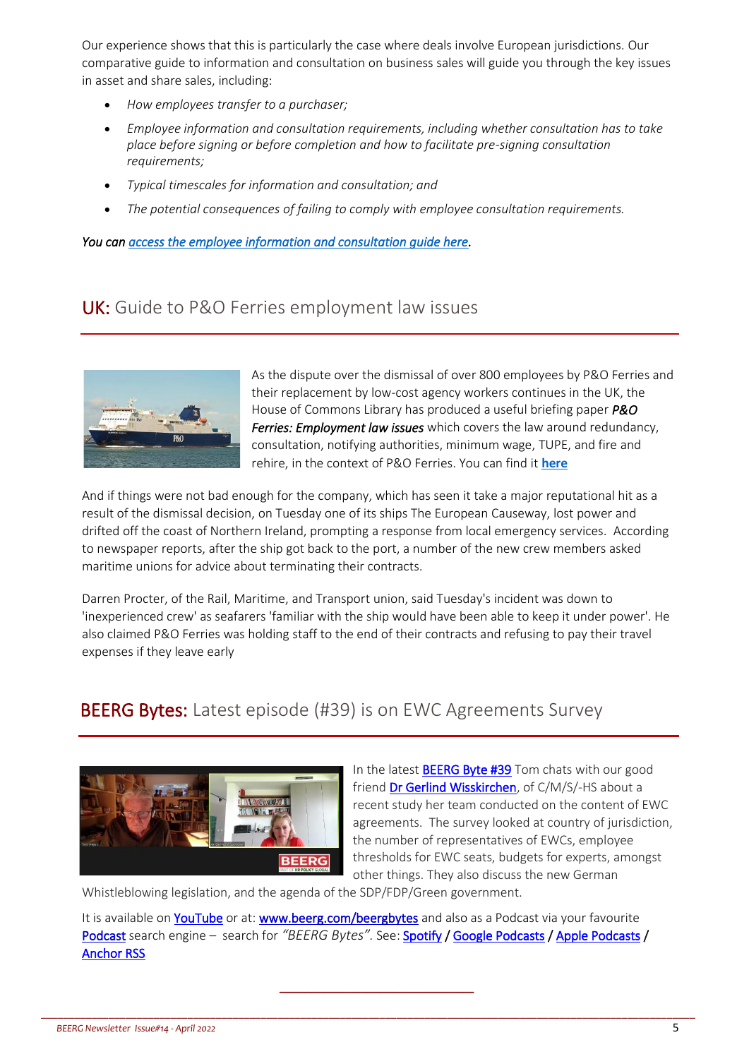Our experience shows that this is particularly the case where deals involve European jurisdictions. Our comparative guide to information and consultation on business sales will guide you through the key issues in asset and share sales, including:

- *How employees transfer to a purchaser;*
- *Employee information and consultation requirements, including whether consultation has to take place before signing or before completion and how to facilitate pre-signing consultation requirements;*
- *Typical timescales for information and consultation; and*
- *The potential consequences of failing to comply with employee consultation requirements.*

*You can access the employee information and consultation guide here.*

## UK: Guide to P&O Ferries employment law issues

As the dispute over the dismissal of over 800 employees by P&O Ferries and their replacement by low-cost agency workers continues in the UK, the House of Commons Library has produced a useful briefing paper ***P&O Ferries: Employment law issues*** which covers the law around redundancy, consultation, notifying authorities, minimum wage, TUPE, and fire and rehire, in the context of P&O Ferries. You can find it **here**

And if things were not bad enough for the company, which has seen it take a major reputational hit as a result of the dismissal decision, on Tuesday one of its ships The European Causeway, lost power and drifted off the coast of Northern Ireland, prompting a response from local emergency services. According to newspaper reports, after the ship got back to the port, a number of the new crew members asked maritime unions for advice about terminating their contracts.

Darren Procter, of the Rail, Maritime, and Transport union, said Tuesday's incident was down to 'inexperienced crew' as seafarers 'familiar with the ship would have been able to keep it under power'. He also claimed P&O Ferries was holding staff to the end of their contracts and refusing to pay their travel expenses if they leave early

## BEERG Bytes: Latest episode (#39) is on EWC Agreements Survey

In the latest BEERG Byte #39 Tom chats with our good friend Dr Gerlind Wisskirchen, of C/M/S/-HS about a recent study her team conducted on the content of EWC agreements. The survey looked at country of jurisdiction, the number of representatives of EWCs, employee thresholds for EWC seats, budgets for experts, amongst other things. They also discuss the new German Whistleblowing legislation, and the agenda of the SDP/FDP/Green government.

It is available on YouTube or at: www.beerg.com/beergbytes and also as a Podcast via your favourite Podcast search engine – search for *"BEERG Bytes"*. See: Spotify / Google Podcasts / Apple Podcasts / Anchor RSS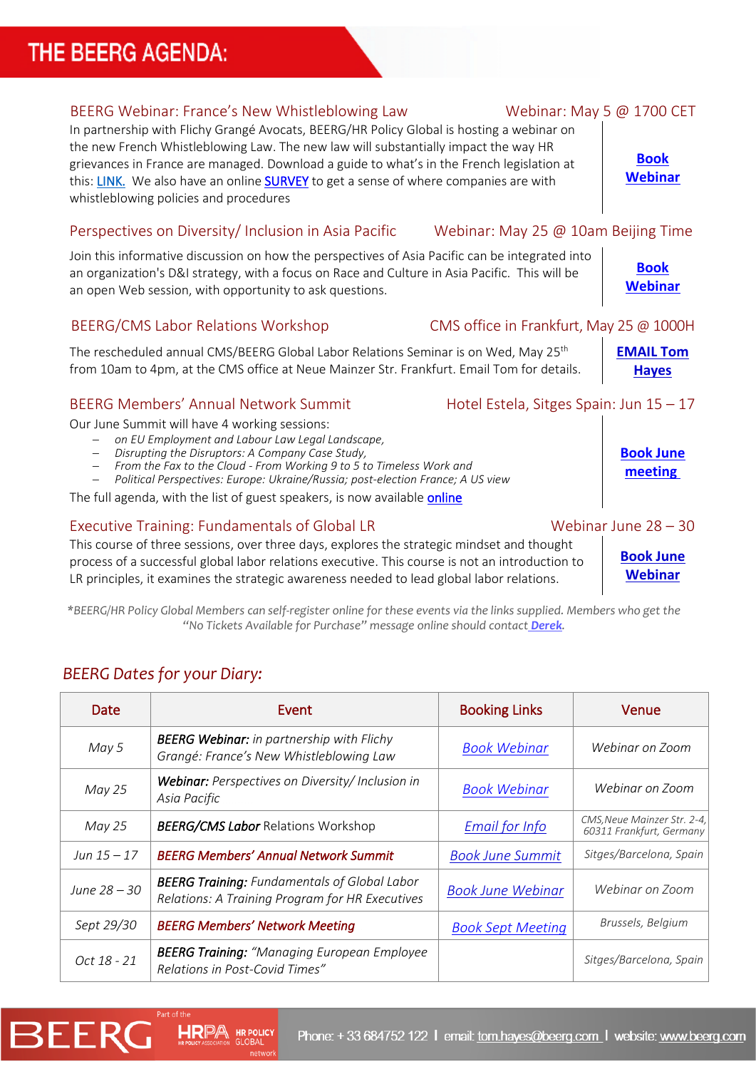# THE BEERG AGENDA:

### BEERG Webinar: France's New Whistleblowing Law — Webinar: May 5 @ 1700 CET

In partnership with Flichy Grangé Avocats, BEERG/HR Policy Global is hosting a webinar on the new French Whistleblowing Law. The new law will substantially impact the way HR grievances in France are managed. Download a guide to what's in the French legislation at this: LINK. We also have an online SURVEY to get a sense of where companies are with whistleblowing policies and procedures

**Book Webinar**

### Perspectives on Diversity/ Inclusion in Asia Pacific — Webinar: May 25 @ 10am Beijing Time

Join this informative discussion on how the perspectives of Asia Pacific can be integrated into an organization's D&I strategy, with a focus on Race and Culture in Asia Pacific. This will be an open Web session, with opportunity to ask questions.

**Book Webinar**

### BEERG/CMS Labor Relations Workshop — CMS office in Frankfurt, May 25 @ 1000H

The rescheduled annual CMS/BEERG Global Labor Relations Seminar is on Wed, May 25th from 10am to 4pm, at the CMS office at Neue Mainzer Str. Frankfurt. Email Tom for details.

**EMAIL Tom Hayes**

### BEERG Members' Annual Network Summit — Hotel Estela, Sitges Spain: Jun 15 – 17

Our June Summit will have 4 working sessions:

- *on EU Employment and Labour Law Legal Landscape,*
- *Disrupting the Disruptors: A Company Case Study,*
- *From the Fax to the Cloud - From Working 9 to 5 to Timeless Work and*
- *Political Perspectives: Europe: Ukraine/Russia; post-election France; A US view*

The full agenda, with the list of guest speakers, is now available online

**Book June meeting**

### Executive Training: Fundamentals of Global LR — Webinar June 28 – 30

This course of three sessions, over three days, explores the strategic mindset and thought process of a successful global labor relations executive. This course is not an introduction to LR principles, it examines the strategic awareness needed to lead global labor relations.

**Book June Webinar**

*\*BEERG/HR Policy Global Members can self-register online for these events via the links supplied. Members who get the "No Tickets Available for Purchase" message online should contact Derek.*

## *BEERG Dates for your Diary:*

| Date | Event | Booking Links | Venue |
|---|---|---|---|
| *May 5* | ***BEERG Webinar:*** *in partnership with Flichy Grangé: France's New Whistleblowing Law* | *Book Webinar* | *Webinar on Zoom* |
| *May 25* | ***Webinar:*** *Perspectives on Diversity/ Inclusion in Asia Pacific* | *Book Webinar* | *Webinar on Zoom* |
| *May 25* | ***BEERG/CMS Labor*** *Relations Workshop* | *Email for Info* | *CMS,Neue Mainzer Str. 2-4, 60311 Frankfurt, Germany* |
| *Jun 15 – 17* | ***BEERG Members' Annual Network Summit*** | *Book June Summit* | *Sitges/Barcelona, Spain* |
| *June 28 – 30* | ***BEERG Training:*** *Fundamentals of Global Labor Relations: A Training Program for HR Executives* | *Book June Webinar* | *Webinar on Zoom* |
| *Sept 29/30* | ***BEERG Members' Network Meeting*** | *Book Sept Meeting* | *Brussels, Belgium* |
| *Oct 18 - 21* | ***BEERG Training:*** *"Managing European Employee Relations in Post-Covid Times"* | | *Sitges/Barcelona, Spain* |

BEERG — Part of the HRPA HR Policy Global network

Phone: + 33 684752 122 | email: tom.hayes@beerg.com | website: www.beerg.com